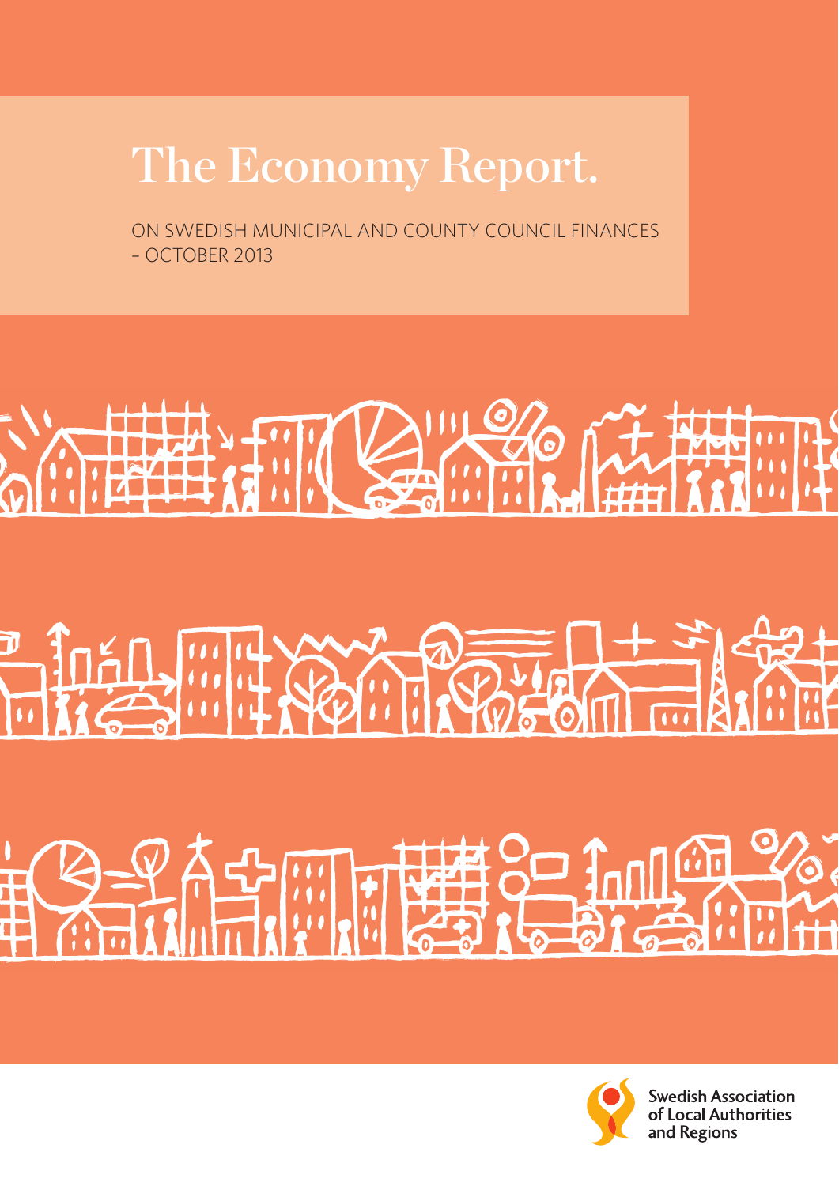# The Economy Report.

ON SWEDISH MUNICIPAL AND COUNTY COUNCIL FINANCES
– OCTOBER 2013

Swedish Association of Local Authorities and Regions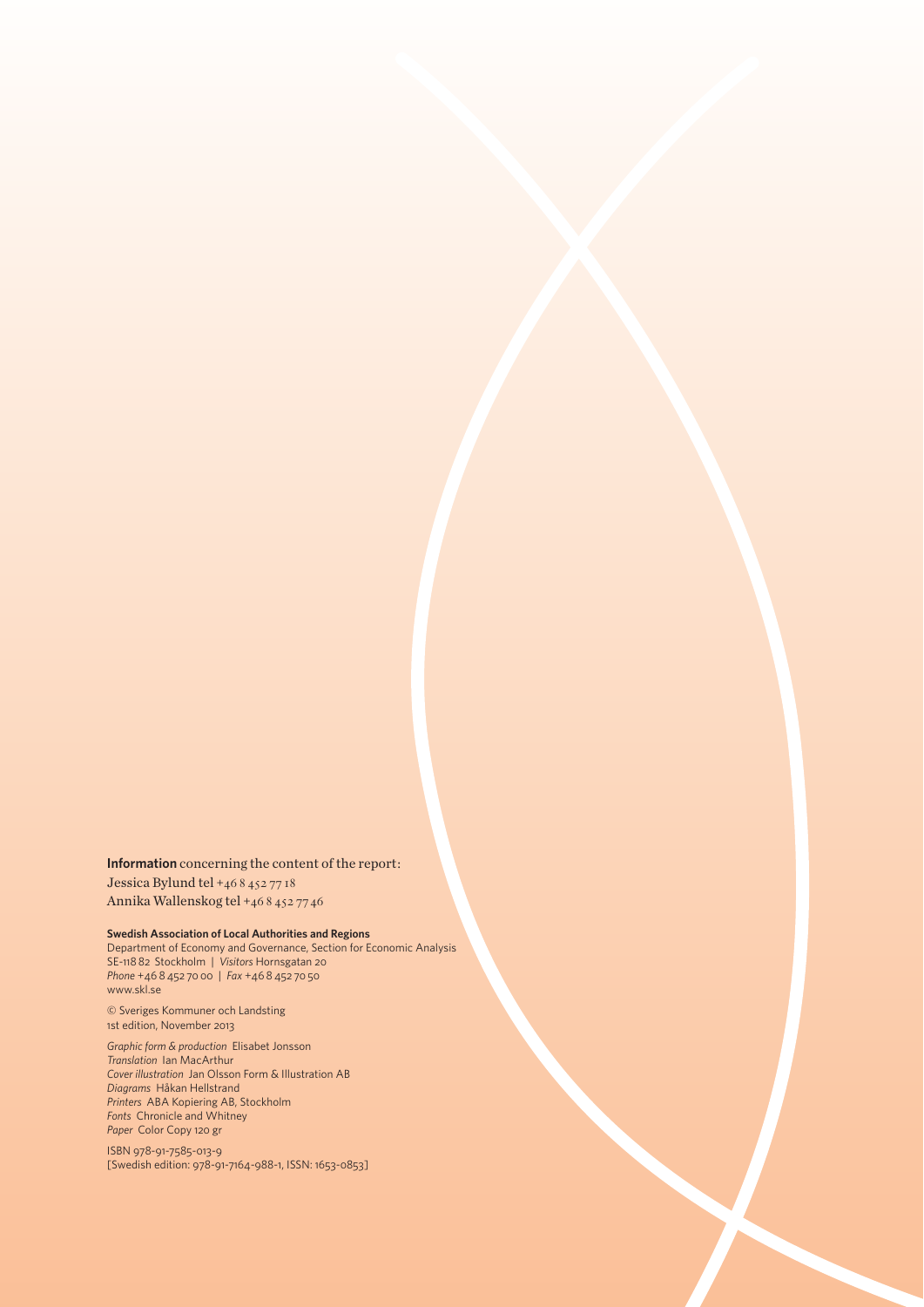**Information** concerning the content of the report:
Jessica Bylund tel +46 8 452 77 18
Annika Wallenskog tel +46 8 452 77 46

**Swedish Association of Local Authorities and Regions**
Department of Economy and Governance, Section for Economic Analysis
SE-118 82 Stockholm | *Visitors* Hornsgatan 20
*Phone* +46 8 452 70 00 | *Fax* +46 8 452 70 50
www.skl.se

© Sveriges Kommuner och Landsting
1st edition, November 2013

*Graphic form & production* Elisabet Jonsson
*Translation* Ian MacArthur
*Cover illustration* Jan Olsson Form & Illustration AB
*Diagrams* Håkan Hellstrand
*Printers* ABA Kopiering AB, Stockholm
*Fonts* Chronicle and Whitney
*Paper* Color Copy 120 gr

ISBN 978-91-7585-013-9
[Swedish edition: 978-91-7164-988-1, ISSN: 1653-0853]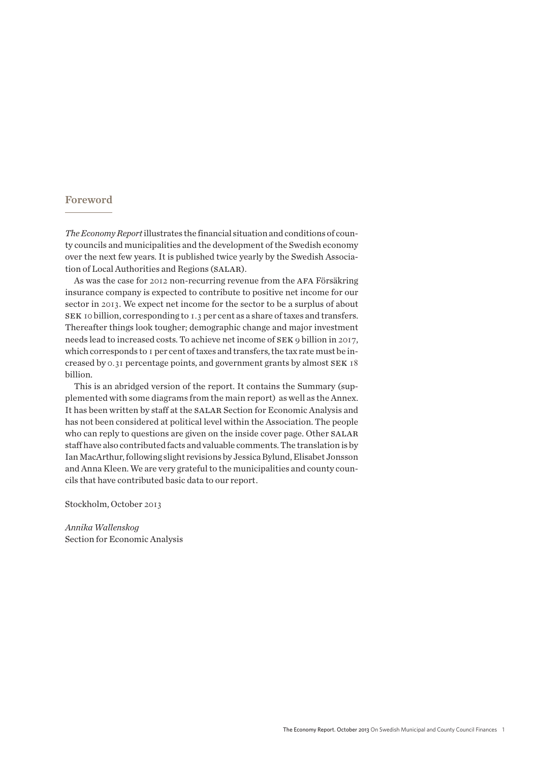## Foreword

*The Economy Report* illustrates the financial situation and conditions of county councils and municipalities and the development of the Swedish economy over the next few years. It is published twice yearly by the Swedish Association of Local Authorities and Regions (SALAR).

As was the case for 2012 non-recurring revenue from the AFA Försäkring insurance company is expected to contribute to positive net income for our sector in 2013. We expect net income for the sector to be a surplus of about SEK 10 billion, corresponding to 1.3 per cent as a share of taxes and transfers. Thereafter things look tougher; demographic change and major investment needs lead to increased costs. To achieve net income of SEK 9 billion in 2017, which corresponds to 1 per cent of taxes and transfers, the tax rate must be increased by 0.31 percentage points, and government grants by almost SEK 18 billion.

This is an abridged version of the report. It contains the Summary (supplemented with some diagrams from the main report) as well as the Annex. It has been written by staff at the SALAR Section for Economic Analysis and has not been considered at political level within the Association. The people who can reply to questions are given on the inside cover page. Other SALAR staff have also contributed facts and valuable comments. The translation is by Ian MacArthur, following slight revisions by Jessica Bylund, Elisabet Jonsson and Anna Kleen. We are very grateful to the municipalities and county councils that have contributed basic data to our report.

Stockholm, October 2013

*Annika Wallenskog*
Section for Economic Analysis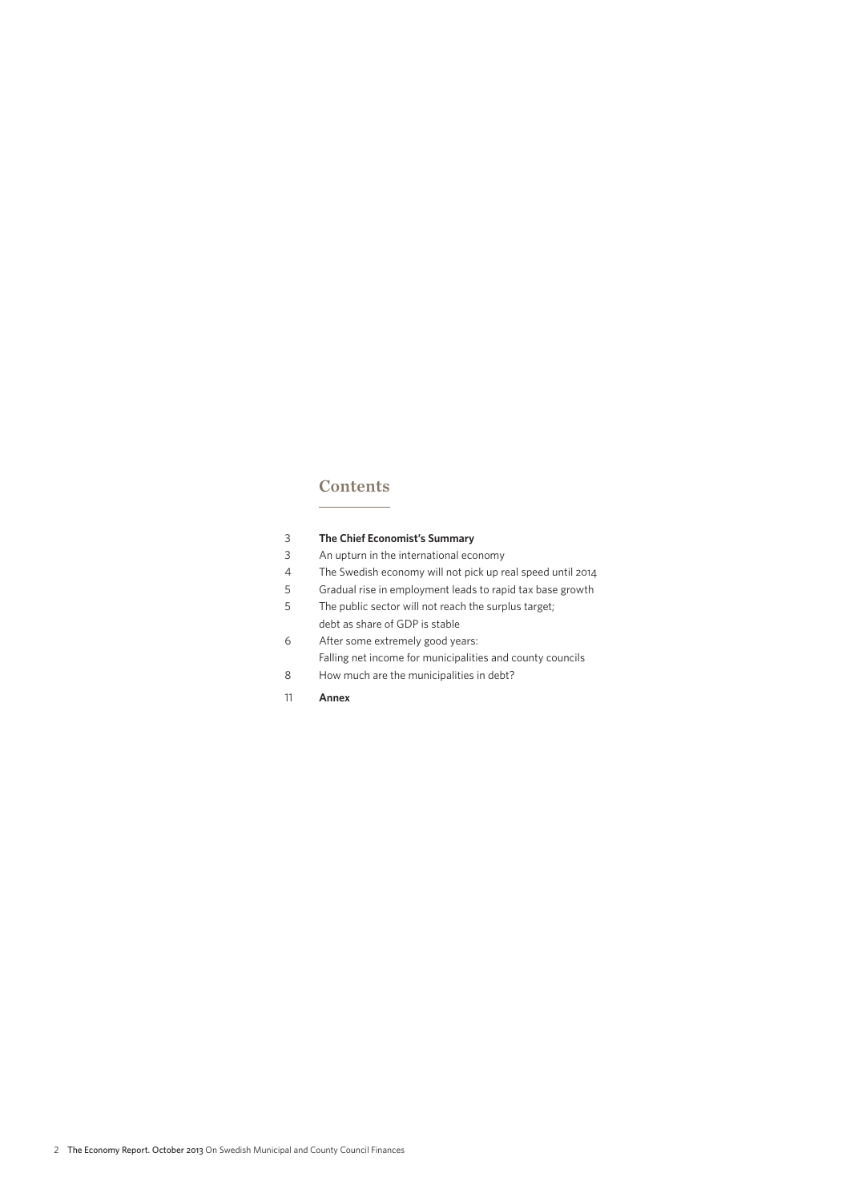## Contents

| | |
|---|---|
| 3 | **The Chief Economist's Summary** |
| 3 | An upturn in the international economy |
| 4 | The Swedish economy will not pick up real speed until 2014 |
| 5 | Gradual rise in employment leads to rapid tax base growth |
| 5 | The public sector will not reach the surplus target; debt as share of GDP is stable |
| 6 | After some extremely good years: Falling net income for municipalities and county councils |
| 8 | How much are the municipalities in debt? |
| 11 | **Annex** |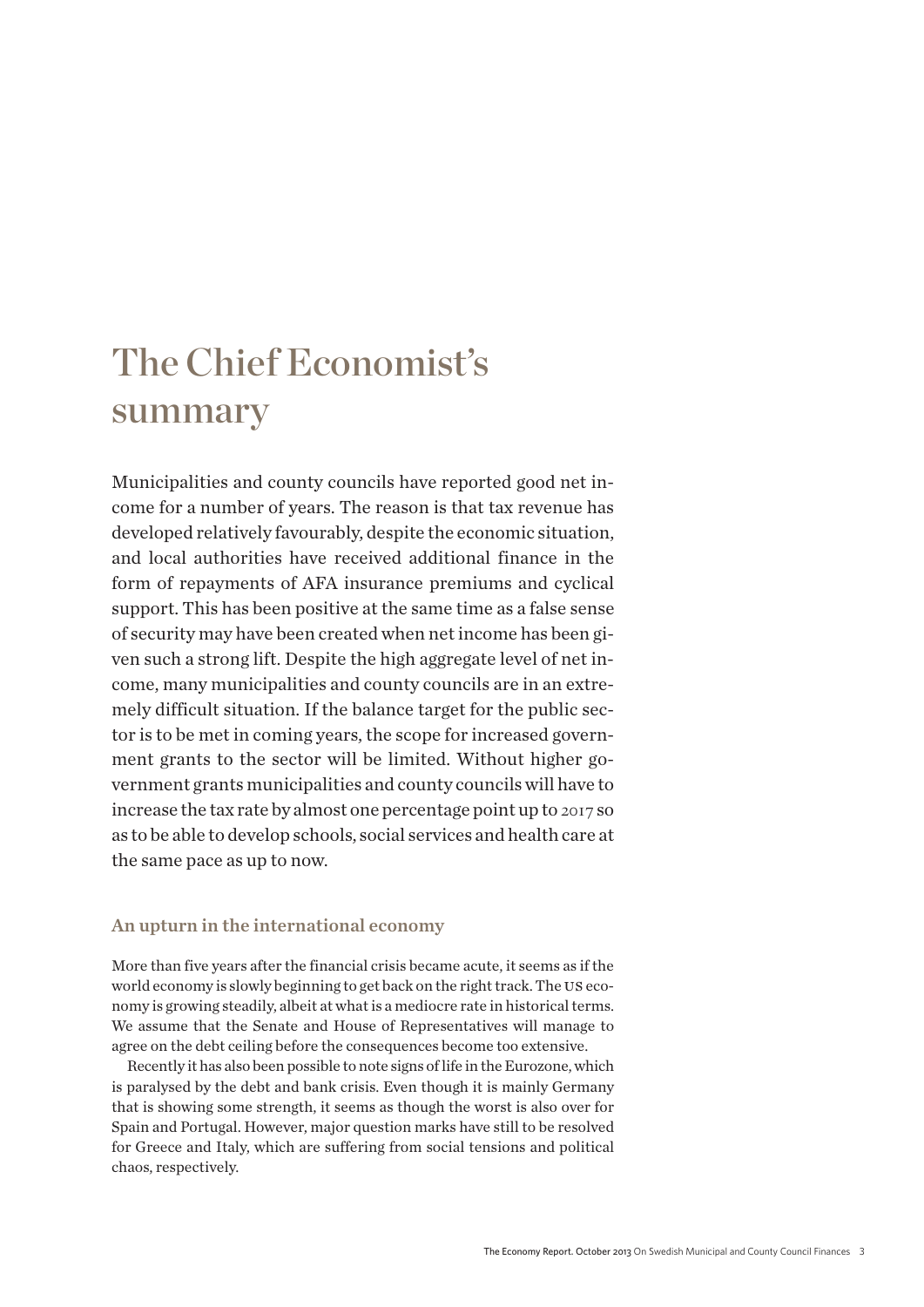# The Chief Economist's summary

Municipalities and county councils have reported good net income for a number of years. The reason is that tax revenue has developed relatively favourably, despite the economic situation, and local authorities have received additional finance in the form of repayments of AFA insurance premiums and cyclical support. This has been positive at the same time as a false sense of security may have been created when net income has been given such a strong lift. Despite the high aggregate level of net income, many municipalities and county councils are in an extremely difficult situation. If the balance target for the public sector is to be met in coming years, the scope for increased government grants to the sector will be limited. Without higher government grants municipalities and county councils will have to increase the tax rate by almost one percentage point up to 2017 so as to be able to develop schools, social services and health care at the same pace as up to now.

## An upturn in the international economy

More than five years after the financial crisis became acute, it seems as if the world economy is slowly beginning to get back on the right track. The US economy is growing steadily, albeit at what is a mediocre rate in historical terms. We assume that the Senate and House of Representatives will manage to agree on the debt ceiling before the consequences become too extensive.

Recently it has also been possible to note signs of life in the Eurozone, which is paralysed by the debt and bank crisis. Even though it is mainly Germany that is showing some strength, it seems as though the worst is also over for Spain and Portugal. However, major question marks have still to be resolved for Greece and Italy, which are suffering from social tensions and political chaos, respectively.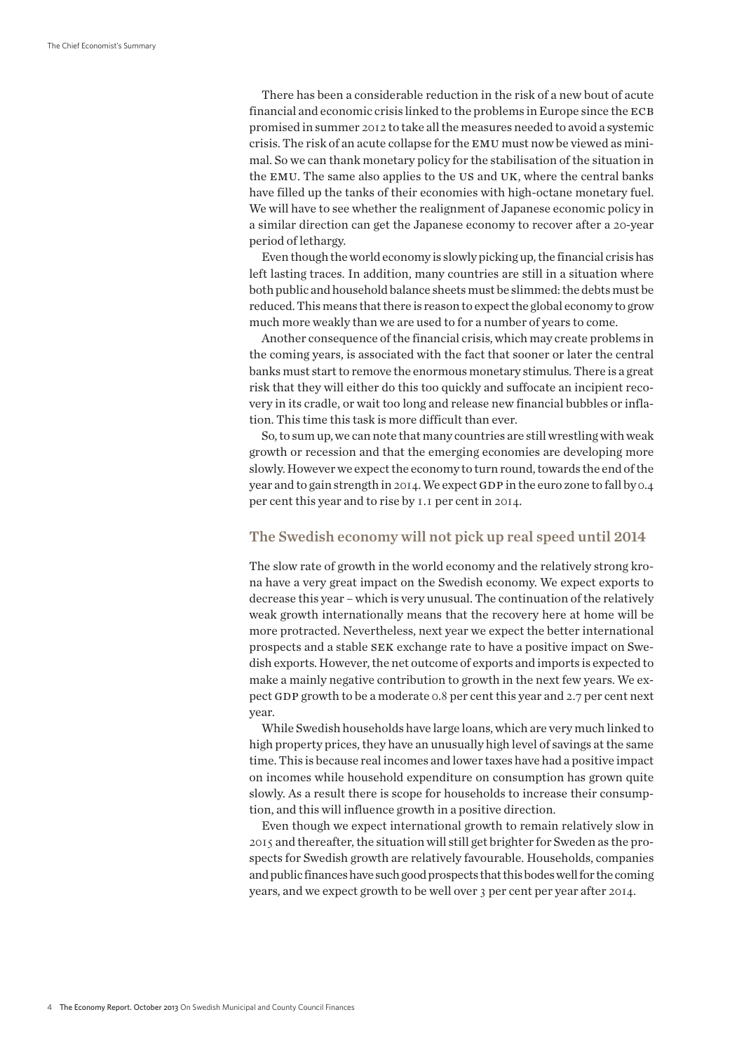There has been a considerable reduction in the risk of a new bout of acute financial and economic crisis linked to the problems in Europe since the ECB promised in summer 2012 to take all the measures needed to avoid a systemic crisis. The risk of an acute collapse for the EMU must now be viewed as minimal. So we can thank monetary policy for the stabilisation of the situation in the EMU. The same also applies to the US and UK, where the central banks have filled up the tanks of their economies with high-octane monetary fuel. We will have to see whether the realignment of Japanese economic policy in a similar direction can get the Japanese economy to recover after a 20-year period of lethargy.

Even though the world economy is slowly picking up, the financial crisis has left lasting traces. In addition, many countries are still in a situation where both public and household balance sheets must be slimmed: the debts must be reduced. This means that there is reason to expect the global economy to grow much more weakly than we are used to for a number of years to come.

Another consequence of the financial crisis, which may create problems in the coming years, is associated with the fact that sooner or later the central banks must start to remove the enormous monetary stimulus. There is a great risk that they will either do this too quickly and suffocate an incipient recovery in its cradle, or wait too long and release new financial bubbles or inflation. This time this task is more difficult than ever.

So, to sum up, we can note that many countries are still wrestling with weak growth or recession and that the emerging economies are developing more slowly. However we expect the economy to turn round, towards the end of the year and to gain strength in 2014. We expect GDP in the euro zone to fall by 0.4 per cent this year and to rise by 1.1 per cent in 2014.

## The Swedish economy will not pick up real speed until 2014

The slow rate of growth in the world economy and the relatively strong krona have a very great impact on the Swedish economy. We expect exports to decrease this year – which is very unusual. The continuation of the relatively weak growth internationally means that the recovery here at home will be more protracted. Nevertheless, next year we expect the better international prospects and a stable SEK exchange rate to have a positive impact on Swedish exports. However, the net outcome of exports and imports is expected to make a mainly negative contribution to growth in the next few years. We expect GDP growth to be a moderate 0.8 per cent this year and 2.7 per cent next year.

While Swedish households have large loans, which are very much linked to high property prices, they have an unusually high level of savings at the same time. This is because real incomes and lower taxes have had a positive impact on incomes while household expenditure on consumption has grown quite slowly. As a result there is scope for households to increase their consumption, and this will influence growth in a positive direction.

Even though we expect international growth to remain relatively slow in 2015 and thereafter, the situation will still get brighter for Sweden as the prospects for Swedish growth are relatively favourable. Households, companies and public finances have such good prospects that this bodes well for the coming years, and we expect growth to be well over 3 per cent per year after 2014.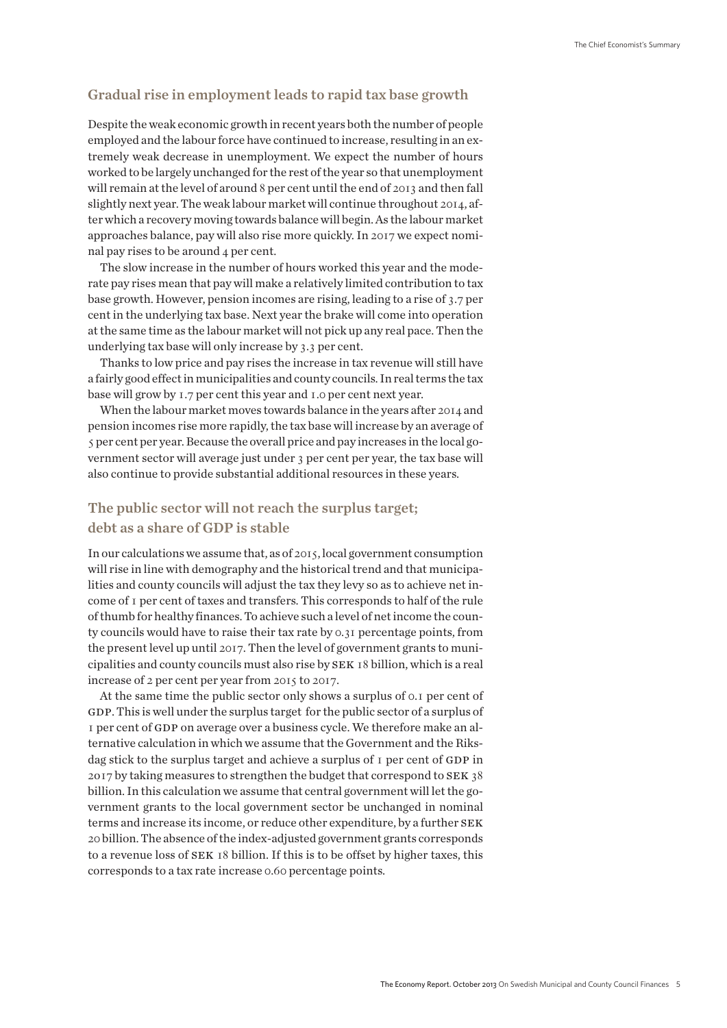## Gradual rise in employment leads to rapid tax base growth

Despite the weak economic growth in recent years both the number of people employed and the labour force have continued to increase, resulting in an extremely weak decrease in unemployment. We expect the number of hours worked to be largely unchanged for the rest of the year so that unemployment will remain at the level of around 8 per cent until the end of 2013 and then fall slightly next year. The weak labour market will continue throughout 2014, after which a recovery moving towards balance will begin. As the labour market approaches balance, pay will also rise more quickly. In 2017 we expect nominal pay rises to be around 4 per cent.

The slow increase in the number of hours worked this year and the moderate pay rises mean that pay will make a relatively limited contribution to tax base growth. However, pension incomes are rising, leading to a rise of 3.7 per cent in the underlying tax base. Next year the brake will come into operation at the same time as the labour market will not pick up any real pace. Then the underlying tax base will only increase by 3.3 per cent.

Thanks to low price and pay rises the increase in tax revenue will still have a fairly good effect in municipalities and county councils. In real terms the tax base will grow by 1.7 per cent this year and 1.0 per cent next year.

When the labour market moves towards balance in the years after 2014 and pension incomes rise more rapidly, the tax base will increase by an average of 5 per cent per year. Because the overall price and pay increases in the local government sector will average just under 3 per cent per year, the tax base will also continue to provide substantial additional resources in these years.

## The public sector will not reach the surplus target; debt as a share of GDP is stable

In our calculations we assume that, as of 2015, local government consumption will rise in line with demography and the historical trend and that municipalities and county councils will adjust the tax they levy so as to achieve net income of 1 per cent of taxes and transfers. This corresponds to half of the rule of thumb for healthy finances. To achieve such a level of net income the county councils would have to raise their tax rate by 0.31 percentage points, from the present level up until 2017. Then the level of government grants to municipalities and county councils must also rise by SEK 18 billion, which is a real increase of 2 per cent per year from 2015 to 2017.

At the same time the public sector only shows a surplus of 0.1 per cent of GDP. This is well under the surplus target for the public sector of a surplus of 1 per cent of GDP on average over a business cycle. We therefore make an alternative calculation in which we assume that the Government and the Riksdag stick to the surplus target and achieve a surplus of 1 per cent of GDP in 2017 by taking measures to strengthen the budget that correspond to SEK 38 billion. In this calculation we assume that central government will let the government grants to the local government sector be unchanged in nominal terms and increase its income, or reduce other expenditure, by a further SEK 20 billion. The absence of the index-adjusted government grants corresponds to a revenue loss of SEK 18 billion. If this is to be offset by higher taxes, this corresponds to a tax rate increase 0.60 percentage points.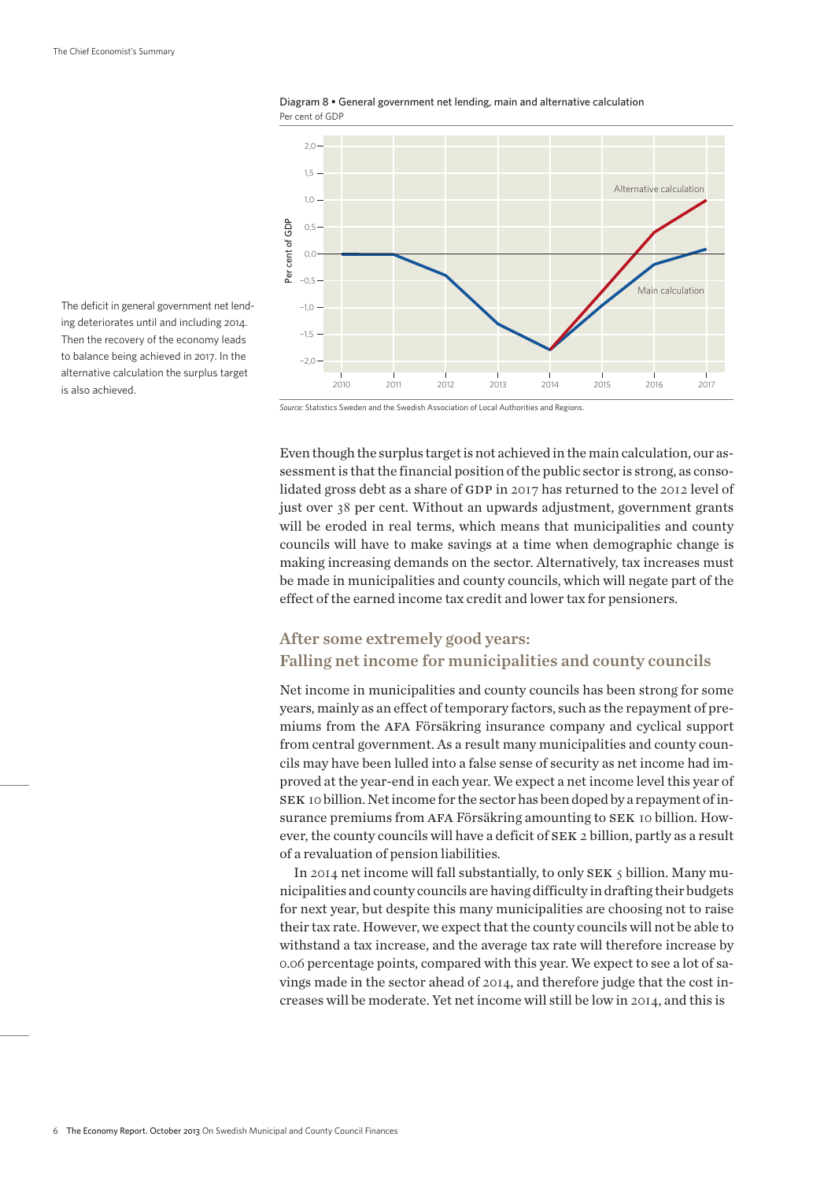Diagram 8 • General government net lending, main and alternative calculation
Per cent of GDP

*Source:* Statistics Sweden and the Swedish Association of Local Authorities and Regions.

The deficit in general government net lending deteriorates until and including 2014. Then the recovery of the economy leads to balance being achieved in 2017. In the alternative calculation the surplus target is also achieved.

Even though the surplus target is not achieved in the main calculation, our assessment is that the financial position of the public sector is strong, as consolidated gross debt as a share of GDP in 2017 has returned to the 2012 level of just over 38 per cent. Without an upwards adjustment, government grants will be eroded in real terms, which means that municipalities and county councils will have to make savings at a time when demographic change is making increasing demands on the sector. Alternatively, tax increases must be made in municipalities and county councils, which will negate part of the effect of the earned income tax credit and lower tax for pensioners.

## After some extremely good years: Falling net income for municipalities and county councils

Net income in municipalities and county councils has been strong for some years, mainly as an effect of temporary factors, such as the repayment of premiums from the AFA Försäkring insurance company and cyclical support from central government. As a result many municipalities and county councils may have been lulled into a false sense of security as net income had improved at the year-end in each year. We expect a net income level this year of SEK 10 billion. Net income for the sector has been doped by a repayment of insurance premiums from AFA Försäkring amounting to SEK 10 billion. However, the county councils will have a deficit of SEK 2 billion, partly as a result of a revaluation of pension liabilities.

In 2014 net income will fall substantially, to only SEK 5 billion. Many municipalities and county councils are having difficulty in drafting their budgets for next year, but despite this many municipalities are choosing not to raise their tax rate. However, we expect that the county councils will not be able to withstand a tax increase, and the average tax rate will therefore increase by 0.06 percentage points, compared with this year. We expect to see a lot of savings made in the sector ahead of 2014, and therefore judge that the cost increases will be moderate. Yet net income will still be low in 2014, and this is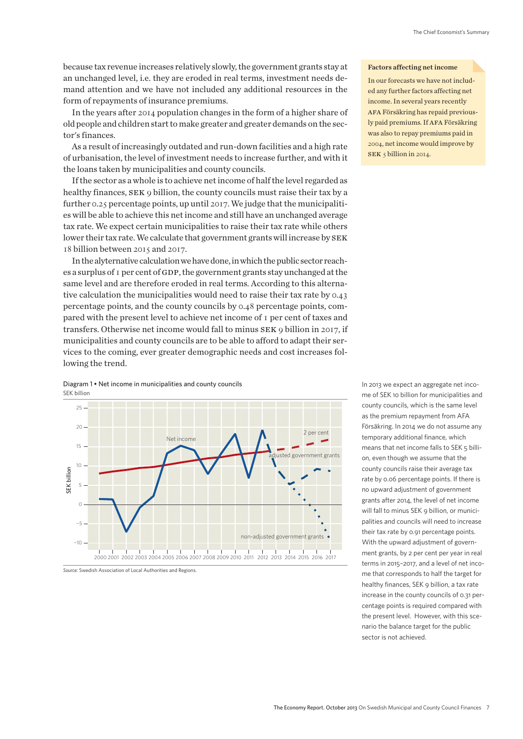because tax revenue increases relatively slowly, the government grants stay at an unchanged level, i.e. they are eroded in real terms, investment needs demand attention and we have not included any additional resources in the form of repayments of insurance premiums.

In the years after 2014 population changes in the form of a higher share of old people and children start to make greater and greater demands on the sector's finances.

As a result of increasingly outdated and run-down facilities and a high rate of urbanisation, the level of investment needs to increase further, and with it the loans taken by municipalities and county councils.

If the sector as a whole is to achieve net income of half the level regarded as healthy finances, SEK 9 billion, the county councils must raise their tax by a further 0.25 percentage points, up until 2017. We judge that the municipalities will be able to achieve this net income and still have an unchanged average tax rate. We expect certain municipalities to raise their tax rate while others lower their tax rate. We calculate that government grants will increase by SEK 18 billion between 2015 and 2017.

In the alyternative calculation we have done, in which the public sector reaches a surplus of 1 per cent of GDP, the government grants stay unchanged at the same level and are therefore eroded in real terms. According to this alternative calculation the municipalities would need to raise their tax rate by 0.43 percentage points, and the county councils by 0.48 percentage points, compared with the present level to achieve net income of 1 per cent of taxes and transfers. Otherwise net income would fall to minus SEK 9 billion in 2017, if municipalities and county councils are to be able to afford to adapt their services to the coming, ever greater demographic needs and cost increases following the trend.

**Factors affecting net income**

In our forecasts we have not included any further factors affecting net income. In several years recently AFA Försäkring has repaid previously paid premiums. If AFA Försäkring was also to repay premiums paid in 2004, net income would improve by SEK 5 billion in 2014.

Diagram 1 • Net income in municipalities and county councils
SEK billion

Source: Swedish Association of Local Authorities and Regions.

In 2013 we expect an aggregate net income of SEK 10 billion for municipalities and county councils, which is the same level as the premium repayment from AFA Försäkring. In 2014 we do not assume any temporary additional finance, which means that net income falls to SEK 5 billion, even though we assume that the county councils raise their average tax rate by 0.06 percentage points. If there is no upward adjustment of government grants after 2014, the level of net income will fall to minus SEK 9 billion, or municipalities and councils will need to increase their tax rate by 0.91 percentage points. With the upward adjustment of government grants, by 2 per cent per year in real terms in 2015–2017, and a level of net income that corresponds to half the target for healthy finances, SEK 9 billion, a tax rate increase in the county councils of 0.31 percentage points is required compared with the present level. However, with this scenario the balance target for the public sector is not achieved.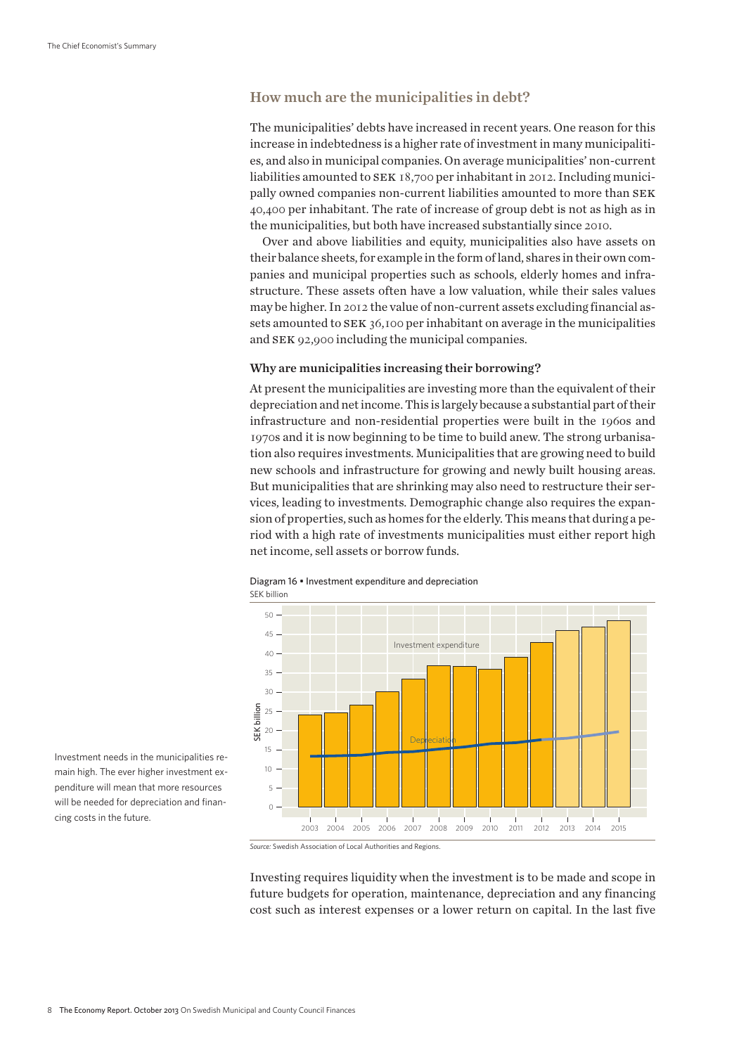## How much are the municipalities in debt?

The municipalities' debts have increased in recent years. One reason for this increase in indebtedness is a higher rate of investment in many municipalities, and also in municipal companies. On average municipalities' non-current liabilities amounted to SEK 18,700 per inhabitant in 2012. Including municipally owned companies non-current liabilities amounted to more than SEK 40,400 per inhabitant. The rate of increase of group debt is not as high as in the municipalities, but both have increased substantially since 2010.

Over and above liabilities and equity, municipalities also have assets on their balance sheets, for example in the form of land, shares in their own companies and municipal properties such as schools, elderly homes and infrastructure. These assets often have a low valuation, while their sales values may be higher. In 2012 the value of non-current assets excluding financial assets amounted to SEK 36,100 per inhabitant on average in the municipalities and SEK 92,900 including the municipal companies.

### Why are municipalities increasing their borrowing?

At present the municipalities are investing more than the equivalent of their depreciation and net income. This is largely because a substantial part of their infrastructure and non-residential properties were built in the 1960s and 1970s and it is now beginning to be time to build anew. The strong urbanisation also requires investments. Municipalities that are growing need to build new schools and infrastructure for growing and newly built housing areas. But municipalities that are shrinking may also need to restructure their services, leading to investments. Demographic change also requires the expansion of properties, such as homes for the elderly. This means that during a period with a high rate of investments municipalities must either report high net income, sell assets or borrow funds.

Diagram 16 • Investment expenditure and depreciation

SEK billion

*Source:* Swedish Association of Local Authorities and Regions.

Investment needs in the municipalities remain high. The ever higher investment expenditure will mean that more resources will be needed for depreciation and financing costs in the future.

Investing requires liquidity when the investment is to be made and scope in future budgets for operation, maintenance, depreciation and any financing cost such as interest expenses or a lower return on capital. In the last five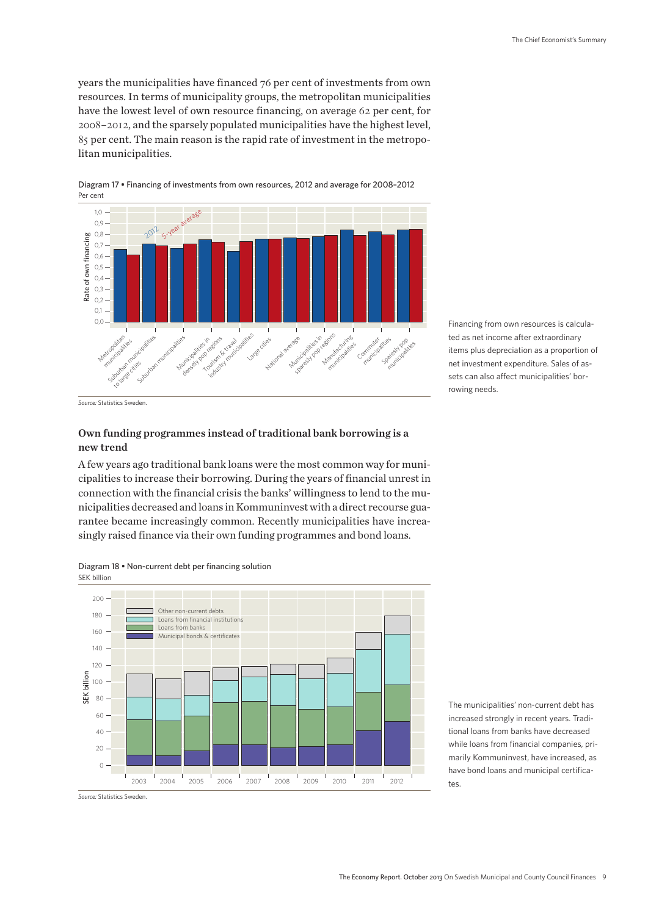years the municipalities have financed 76 per cent of investments from own resources. In terms of municipality groups, the metropolitan municipalities have the lowest level of own resource financing, on average 62 per cent, for 2008–2012, and the sparsely populated municipalities have the highest level, 85 per cent. The main reason is the rapid rate of investment in the metropolitan municipalities.

Diagram 17 • Financing of investments from own resources, 2012 and average for 2008–2012
Per cent

*Source:* Statistics Sweden.

Financing from own resources is calculated as net income after extraordinary items plus depreciation as a proportion of net investment expenditure. Sales of assets can also affect municipalities' borrowing needs.

## Own funding programmes instead of traditional bank borrowing is a new trend

A few years ago traditional bank loans were the most common way for municipalities to increase their borrowing. During the years of financial unrest in connection with the financial crisis the banks' willingness to lend to the municipalities decreased and loans in Kommuninvest with a direct recourse guarantee became increasingly common. Recently municipalities have increasingly raised finance via their own funding programmes and bond loans.

Diagram 18 • Non-current debt per financing solution
SEK billion

*Source:* Statistics Sweden.

The municipalities' non-current debt has increased strongly in recent years. Traditional loans from banks have decreased while loans from financial companies, primarily Kommuninvest, have increased, as have bond loans and municipal certificates.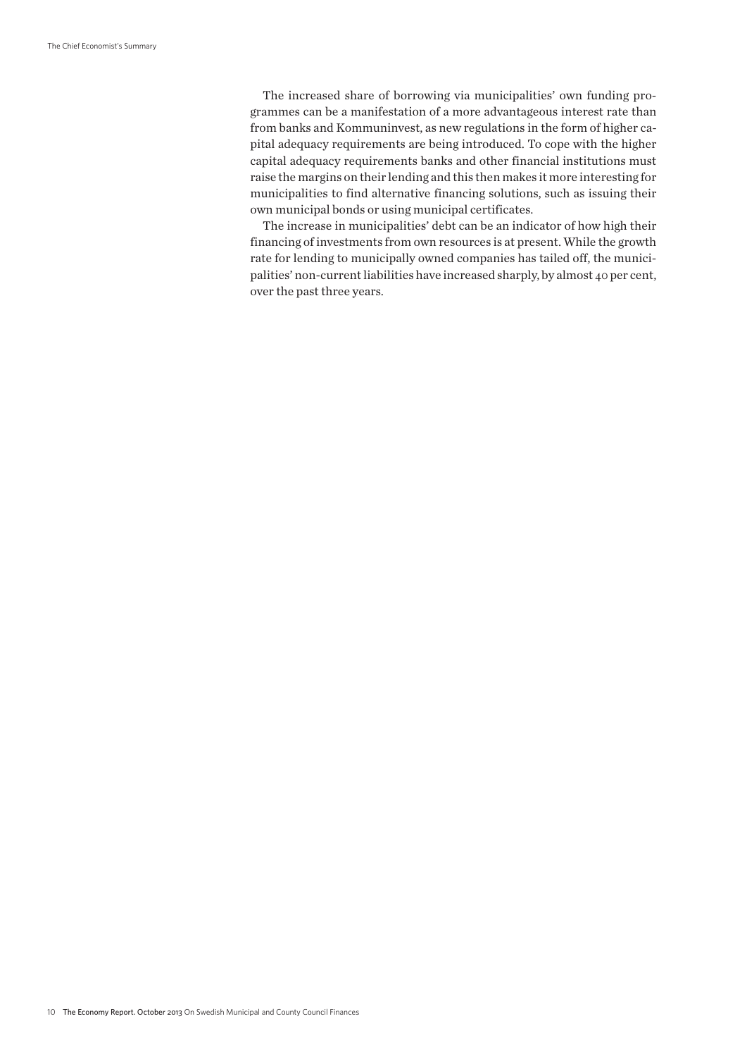The increased share of borrowing via municipalities' own funding programmes can be a manifestation of a more advantageous interest rate than from banks and Kommuninvest, as new regulations in the form of higher capital adequacy requirements are being introduced. To cope with the higher capital adequacy requirements banks and other financial institutions must raise the margins on their lending and this then makes it more interesting for municipalities to find alternative financing solutions, such as issuing their own municipal bonds or using municipal certificates.

The increase in municipalities' debt can be an indicator of how high their financing of investments from own resources is at present. While the growth rate for lending to municipally owned companies has tailed off, the municipalities' non-current liabilities have increased sharply, by almost 40 per cent, over the past three years.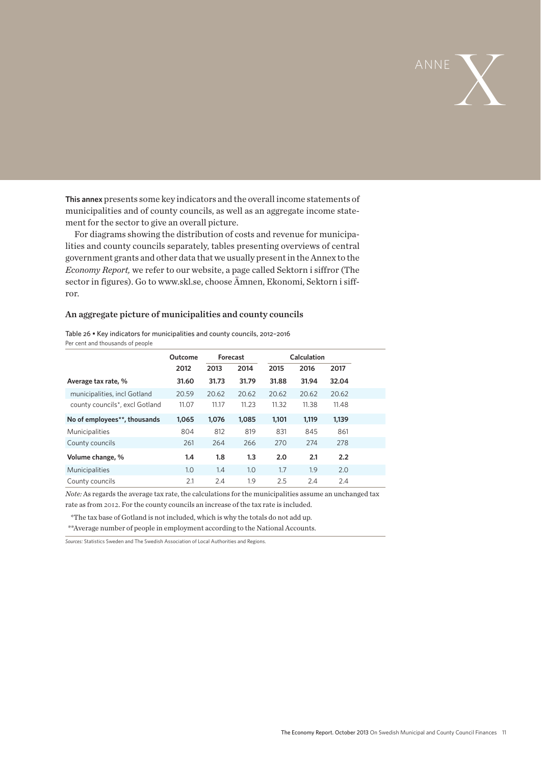# ANNEX

**This annex** presents some key indicators and the overall income statements of municipalities and of county councils, as well as an aggregate income statement for the sector to give an overall picture.

For diagrams showing the distribution of costs and revenue for municipalities and county councils separately, tables presenting overviews of central government grants and other data that we usually present in the Annex to the *Economy Report,* we refer to our website, a page called Sektorn i siffror (The sector in figures). Go to www.skl.se, choose Ämnen, Ekonomi, Sektorn i siffror.

### An aggregate picture of municipalities and county councils

Table 26 • Key indicators for municipalities and county councils, 2012–2016
Per cent and thousands of people

| | Outcome | Forecast | | Calculation | | |
|---|---|---|---|---|---|---|
| | 2012 | 2013 | 2014 | 2015 | 2016 | 2017 |
| **Average tax rate, %** | **31.60** | **31.73** | **31.79** | **31.88** | **31.94** | **32.04** |
| municipalities, incl Gotland | 20.59 | 20.62 | 20.62 | 20.62 | 20.62 | 20.62 |
| county councils*, excl Gotland | 11.07 | 11.17 | 11.23 | 11.32 | 11.38 | 11.48 |
| **No of employees**, thousands** | **1,065** | **1,076** | **1,085** | **1,101** | **1,119** | **1,139** |
| Municipalities | 804 | 812 | 819 | 831 | 845 | 861 |
| County councils | 261 | 264 | 266 | 270 | 274 | 278 |
| **Volume change, %** | **1.4** | **1.8** | **1.3** | **2.0** | **2.1** | **2.2** |
| Municipalities | 1.0 | 1.4 | 1.0 | 1.7 | 1.9 | 2.0 |
| County councils | 2.1 | 2.4 | 1.9 | 2.5 | 2.4 | 2.4 |

*Note:* As regards the average tax rate, the calculations for the municipalities assume an unchanged tax rate as from 2012. For the county councils an increase of the tax rate is included.

*The tax base of Gotland is not included, which is why the totals do not add up.

**Average number of people in employment according to the National Accounts.

*Sources:* Statistics Sweden and The Swedish Association of Local Authorities and Regions.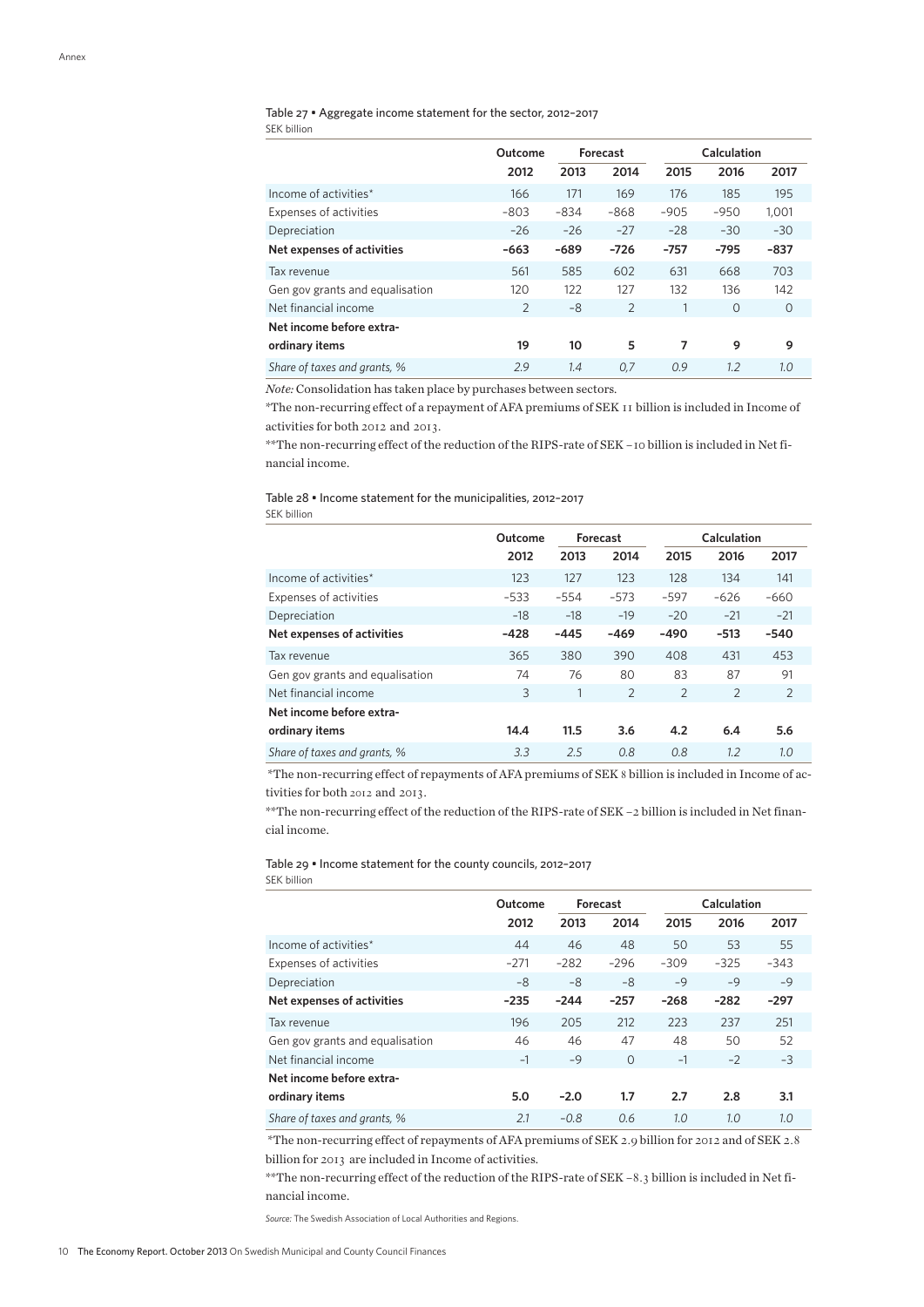Table 27 • Aggregate income statement for the sector, 2012–2017

SEK billion

| | Outcome | Forecast | | Calculation | | |
|---|---|---|---|---|---|---|
| | 2012 | 2013 | 2014 | 2015 | 2016 | 2017 |
| Income of activities* | 166 | 171 | 169 | 176 | 185 | 195 |
| Expenses of activities | –803 | –834 | –868 | –905 | –950 | 1,001 |
| Depreciation | –26 | –26 | –27 | –28 | –30 | –30 |
| **Net expenses of activities** | **–663** | **–689** | **–726** | **–757** | **–795** | **–837** |
| Tax revenue | 561 | 585 | 602 | 631 | 668 | 703 |
| Gen gov grants and equalisation | 120 | 122 | 127 | 132 | 136 | 142 |
| Net financial income | 2 | –8 | 2 | 1 | 0 | 0 |
| **Net income before extra-ordinary items** | **19** | **10** | **5** | **7** | **9** | **9** |
| *Share of taxes and grants, %* | *2.9* | *1.4* | *0,7* | *0.9* | *1.2* | *1.0* |

*Note:* Consolidation has taken place by purchases between sectors.

*The non-recurring effect of a repayment of AFA premiums of SEK 11 billion is included in Income of activities for both 2012 and 2013.

**The non-recurring effect of the reduction of the RIPS-rate of SEK –10 billion is included in Net financial income.

Table 28 • Income statement for the municipalities, 2012–2017

SEK billion

| | Outcome | Forecast | | Calculation | | |
|---|---|---|---|---|---|---|
| | 2012 | 2013 | 2014 | 2015 | 2016 | 2017 |
| Income of activities* | 123 | 127 | 123 | 128 | 134 | 141 |
| Expenses of activities | –533 | –554 | –573 | –597 | –626 | –660 |
| Depreciation | –18 | –18 | –19 | –20 | –21 | –21 |
| **Net expenses of activities** | **–428** | **–445** | **–469** | **–490** | **–513** | **–540** |
| Tax revenue | 365 | 380 | 390 | 408 | 431 | 453 |
| Gen gov grants and equalisation | 74 | 76 | 80 | 83 | 87 | 91 |
| Net financial income | 3 | 1 | 2 | 2 | 2 | 2 |
| **Net income before extra-ordinary items** | **14.4** | **11.5** | **3.6** | **4.2** | **6.4** | **5.6** |
| *Share of taxes and grants, %* | *3.3* | *2.5* | *0.8* | *0.8* | *1.2* | *1.0* |

*The non-recurring effect of repayments of AFA premiums of SEK 8 billion is included in Income of activities for both 2012 and 2013.

**The non-recurring effect of the reduction of the RIPS-rate of SEK –2 billion is included in Net financial income.

Table 29 • Income statement for the county councils, 2012–2017

SEK billion

| | Outcome | Forecast | | Calculation | | |
|---|---|---|---|---|---|---|
| | 2012 | 2013 | 2014 | 2015 | 2016 | 2017 |
| Income of activities* | 44 | 46 | 48 | 50 | 53 | 55 |
| Expenses of activities | –271 | –282 | –296 | –309 | –325 | –343 |
| Depreciation | –8 | –8 | –8 | –9 | –9 | –9 |
| **Net expenses of activities** | **–235** | **–244** | **–257** | **–268** | **–282** | **–297** |
| Tax revenue | 196 | 205 | 212 | 223 | 237 | 251 |
| Gen gov grants and equalisation | 46 | 46 | 47 | 48 | 50 | 52 |
| Net financial income | –1 | –9 | 0 | –1 | –2 | –3 |
| **Net income before extra-ordinary items** | **5.0** | **–2.0** | **1.7** | **2.7** | **2.8** | **3.1** |
| *Share of taxes and grants, %* | *2.1* | *–0.8* | *0.6* | *1.0* | *1.0* | *1.0* |

*The non-recurring effect of repayments of AFA premiums of SEK 2.9 billion for 2012 and of SEK 2.8 billion for 2013 are included in Income of activities.

**The non-recurring effect of the reduction of the RIPS-rate of SEK –8.3 billion is included in Net financial income.

*Source:* The Swedish Association of Local Authorities and Regions.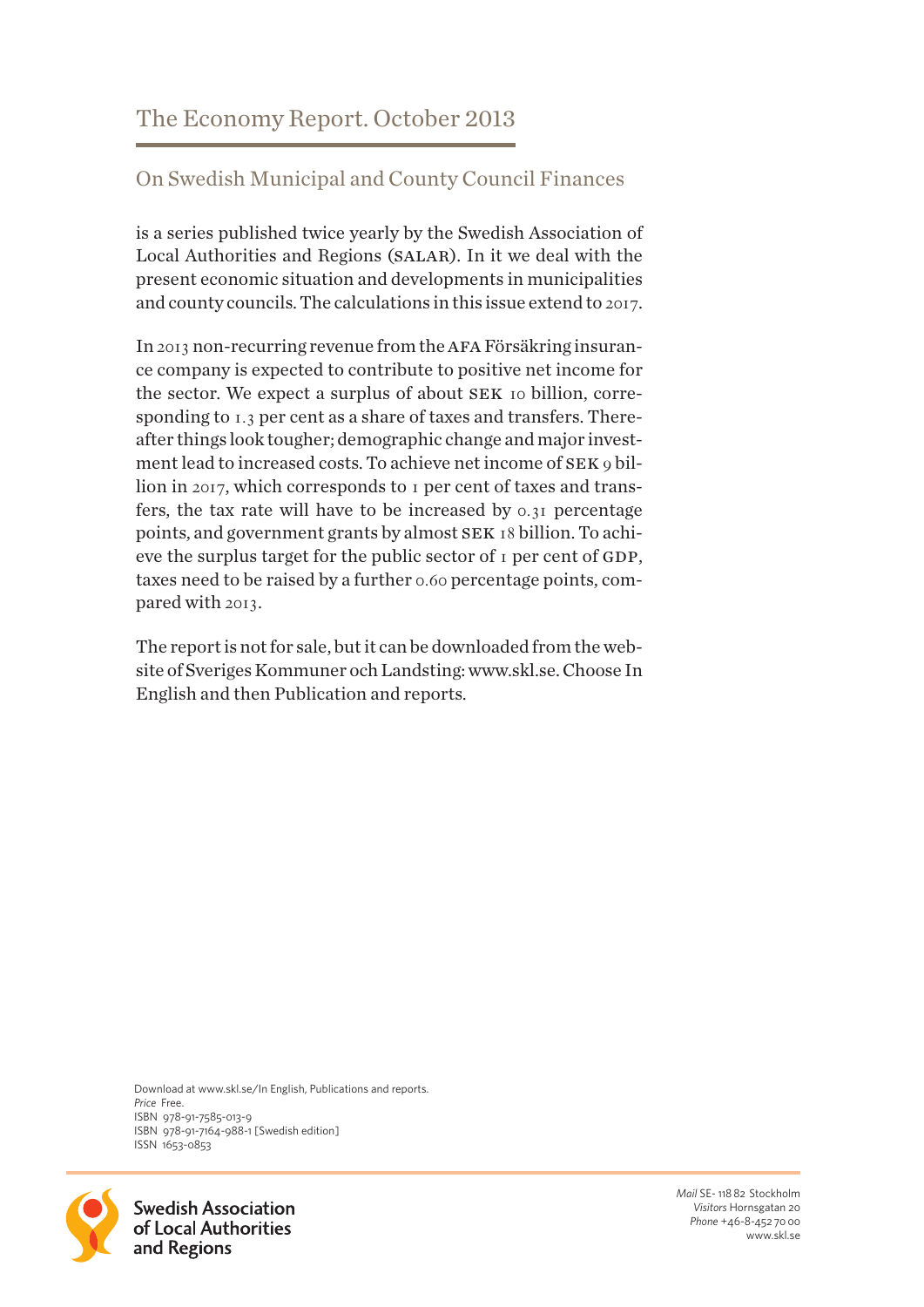# The Economy Report. October 2013

## On Swedish Municipal and County Council Finances

is a series published twice yearly by the Swedish Association of Local Authorities and Regions (SALAR). In it we deal with the present economic situation and developments in municipalities and county councils. The calculations in this issue extend to 2017.

In 2013 non-recurring revenue from the AFA Försäkring insurance company is expected to contribute to positive net income for the sector. We expect a surplus of about SEK 10 billion, corresponding to 1.3 per cent as a share of taxes and transfers. Thereafter things look tougher; demographic change and major investment lead to increased costs. To achieve net income of SEK 9 billion in 2017, which corresponds to 1 per cent of taxes and transfers, the tax rate will have to be increased by 0.31 percentage points, and government grants by almost SEK 18 billion. To achieve the surplus target for the public sector of 1 per cent of GDP, taxes need to be raised by a further 0.60 percentage points, compared with 2013.

The report is not for sale, but it can be downloaded from the website of Sveriges Kommuner och Landsting: www.skl.se. Choose In English and then Publication and reports.

Download at www.skl.se/In English, Publications and reports.
*Price* Free.
ISBN 978-91-7585-013-9
ISBN 978-91-7164-988-1 [Swedish edition]
ISSN 1653-0853

Swedish Association of Local Authorities and Regions

*Mail* SE- 118 82 Stockholm
*Visitors* Hornsgatan 20
*Phone* +46-8-452 70 00
www.skl.se